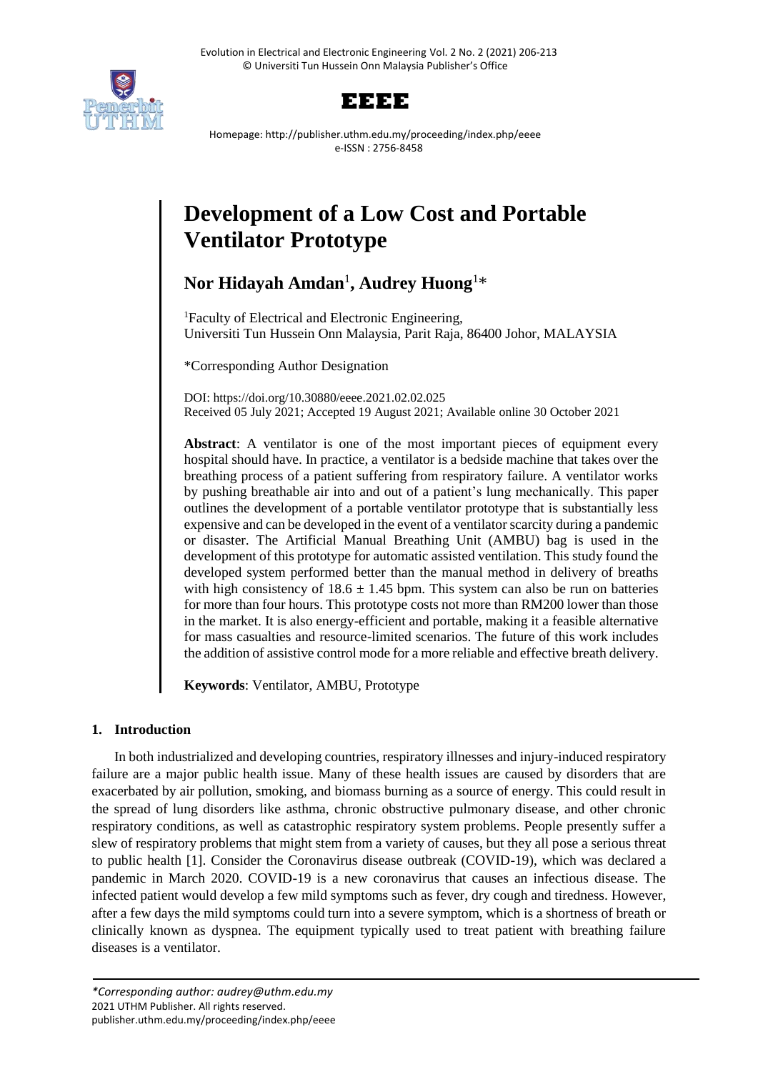# Development of a Low Cost and Portable Ventilator Prototype

**Nor Hidayah Amdan**[1], **Audrey Huong**[1]*

[1]Faculty of Electrical and Electronic Engineering, Universiti Tun Hussein Onn Malaysia, Parit Raja, 86400 Johor, MALAYSIA

*Corresponding Author Designation

DOI: https://doi.org/10.30880/eeee.2021.02.02.025
Received 05 July 2021; Accepted 19 August 2021; Available online 30 October 2021

**Abstract**: A ventilator is one of the most important pieces of equipment every hospital should have. In practice, a ventilator is a bedside machine that takes over the breathing process of a patient suffering from respiratory failure. A ventilator works by pushing breathable air into and out of a patient's lung mechanically. This paper outlines the development of a portable ventilator prototype that is substantially less expensive and can be developed in the event of a ventilator scarcity during a pandemic or disaster. The Artificial Manual Breathing Unit (AMBU) bag is used in the development of this prototype for automatic assisted ventilation. This study found the developed system performed better than the manual method in delivery of breaths with high consistency of $18.6 \pm 1.45$ bpm. This system can also be run on batteries for more than four hours. This prototype costs not more than RM200 lower than those in the market. It is also energy-efficient and portable, making it a feasible alternative for mass casualties and resource-limited scenarios. The future of this work includes the addition of assistive control mode for a more reliable and effective breath delivery.

**Keywords**: Ventilator, AMBU, Prototype

## 1. Introduction

In both industrialized and developing countries, respiratory illnesses and injury-induced respiratory failure are a major public health issue. Many of these health issues are caused by disorders that are exacerbated by air pollution, smoking, and biomass burning as a source of energy. This could result in the spread of lung disorders like asthma, chronic obstructive pulmonary disease, and other chronic respiratory conditions, as well as catastrophic respiratory system problems. People presently suffer a slew of respiratory problems that might stem from a variety of causes, but they all pose a serious threat to public health [1]. Consider the Coronavirus disease outbreak (COVID-19), which was declared a pandemic in March 2020. COVID-19 is a new coronavirus that causes an infectious disease. The infected patient would develop a few mild symptoms such as fever, dry cough and tiredness. However, after a few days the mild symptoms could turn into a severe symptom, which is a shortness of breath or clinically known as dyspnea. The equipment typically used to treat patient with breathing failure diseases is a ventilator.

*Corresponding author: audrey@uthm.edu.my
2021 UTHM Publisher. All rights reserved.
publisher.uthm.edu.my/proceeding/index.php/eeee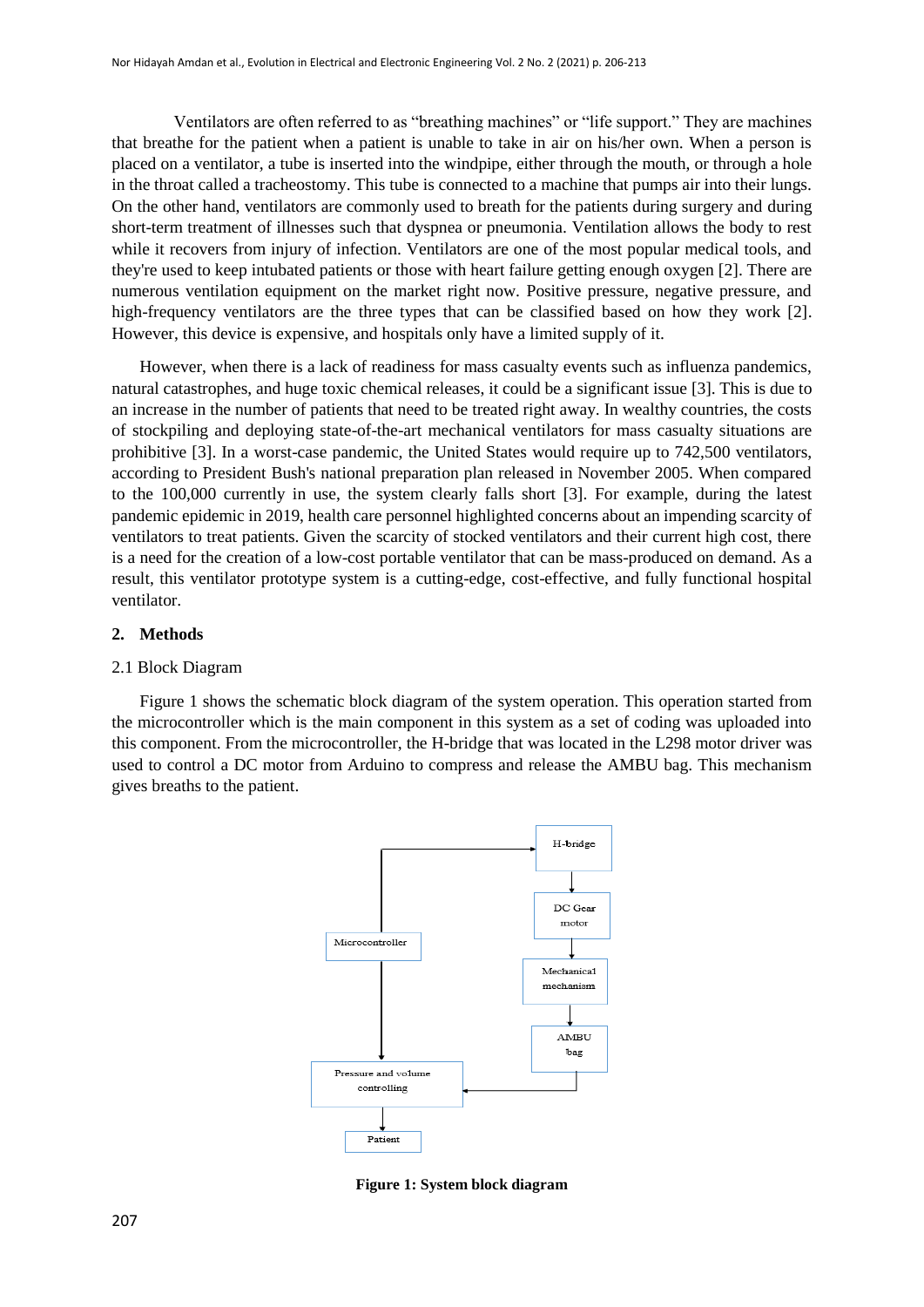Ventilators are often referred to as "breathing machines" or "life support." They are machines that breathe for the patient when a patient is unable to take in air on his/her own. When a person is placed on a ventilator, a tube is inserted into the windpipe, either through the mouth, or through a hole in the throat called a tracheostomy. This tube is connected to a machine that pumps air into their lungs. On the other hand, ventilators are commonly used to breath for the patients during surgery and during short-term treatment of illnesses such that dyspnea or pneumonia. Ventilation allows the body to rest while it recovers from injury of infection. Ventilators are one of the most popular medical tools, and they're used to keep intubated patients or those with heart failure getting enough oxygen [2]. There are numerous ventilation equipment on the market right now. Positive pressure, negative pressure, and high-frequency ventilators are the three types that can be classified based on how they work [2]. However, this device is expensive, and hospitals only have a limited supply of it.

However, when there is a lack of readiness for mass casualty events such as influenza pandemics, natural catastrophes, and huge toxic chemical releases, it could be a significant issue [3]. This is due to an increase in the number of patients that need to be treated right away. In wealthy countries, the costs of stockpiling and deploying state-of-the-art mechanical ventilators for mass casualty situations are prohibitive [3]. In a worst-case pandemic, the United States would require up to 742,500 ventilators, according to President Bush's national preparation plan released in November 2005. When compared to the 100,000 currently in use, the system clearly falls short [3]. For example, during the latest pandemic epidemic in 2019, health care personnel highlighted concerns about an impending scarcity of ventilators to treat patients. Given the scarcity of stocked ventilators and their current high cost, there is a need for the creation of a low-cost portable ventilator that can be mass-produced on demand. As a result, this ventilator prototype system is a cutting-edge, cost-effective, and fully functional hospital ventilator.

## 2. Methods

### 2.1 Block Diagram

Figure 1 shows the schematic block diagram of the system operation. This operation started from the microcontroller which is the main component in this system as a set of coding was uploaded into this component. From the microcontroller, the H-bridge that was located in the L298 motor driver was used to control a DC motor from Arduino to compress and release the AMBU bag. This mechanism gives breaths to the patient.

H-bridge

DC Gear motor

Microcontroller

Mechanical mechanism

AMBU bag

Pressure and volume controlling

Patient

**Figure 1: System block diagram**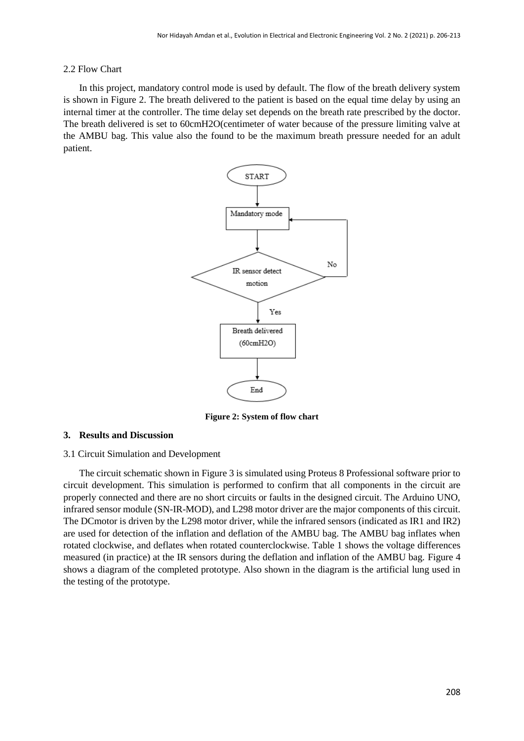2.2 Flow Chart

In this project, mandatory control mode is used by default. The flow of the breath delivery system is shown in Figure 2. The breath delivered to the patient is based on the equal time delay by using an internal timer at the controller. The time delay set depends on the breath rate prescribed by the doctor. The breath delivered is set to 60cmH2O(centimeter of water because of the pressure limiting valve at the AMBU bag. This value also the found to be the maximum breath pressure needed for an adult patient.

**Figure 2: System of flow chart**

## 3. Results and Discussion

3.1 Circuit Simulation and Development

The circuit schematic shown in Figure 3 is simulated using Proteus 8 Professional software prior to circuit development. This simulation is performed to confirm that all components in the circuit are properly connected and there are no short circuits or faults in the designed circuit. The Arduino UNO, infrared sensor module (SN-IR-MOD), and L298 motor driver are the major components of this circuit. The DCmotor is driven by the L298 motor driver, while the infrared sensors (indicated as IR1 and IR2) are used for detection of the inflation and deflation of the AMBU bag. The AMBU bag inflates when rotated clockwise, and deflates when rotated counterclockwise. Table 1 shows the voltage differences measured (in practice) at the IR sensors during the deflation and inflation of the AMBU bag. Figure 4 shows a diagram of the completed prototype. Also shown in the diagram is the artificial lung used in the testing of the prototype.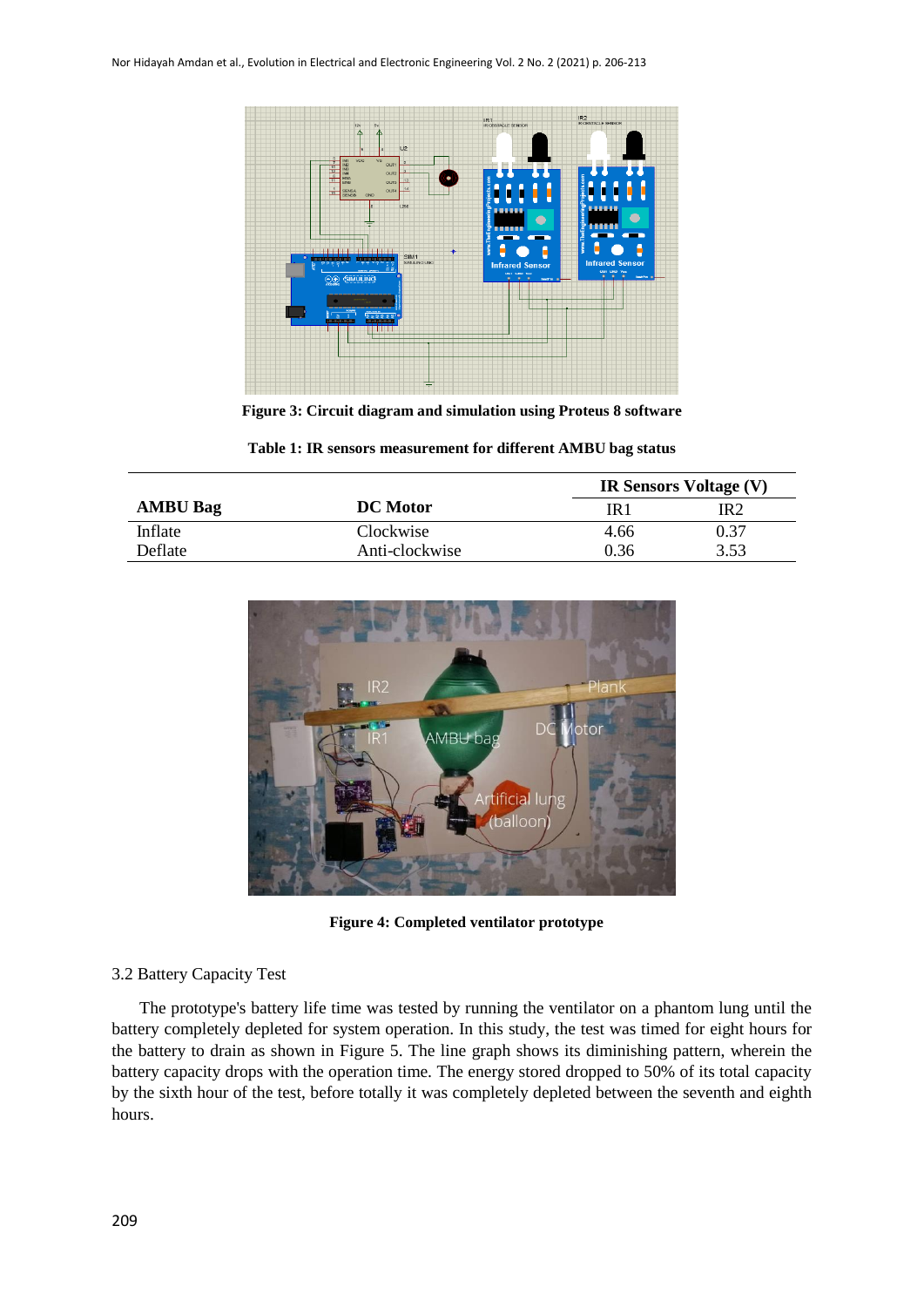Figure 3: Circuit diagram and simulation using Proteus 8 software

**Table 1: IR sensors measurement for different AMBU bag status**

| AMBU Bag | DC Motor | IR Sensors Voltage (V) | |
|---|---|---|---|
| | | IR1 | IR2 |
| Inflate | Clockwise | 4.66 | 0.37 |
| Deflate | Anti-clockwise | 0.36 | 3.53 |

Figure 4: Completed ventilator prototype

3.2 Battery Capacity Test

The prototype's battery life time was tested by running the ventilator on a phantom lung until the battery completely depleted for system operation. In this study, the test was timed for eight hours for the battery to drain as shown in Figure 5. The line graph shows its diminishing pattern, wherein the battery capacity drops with the operation time. The energy stored dropped to 50% of its total capacity by the sixth hour of the test, before totally it was completely depleted between the seventh and eighth hours.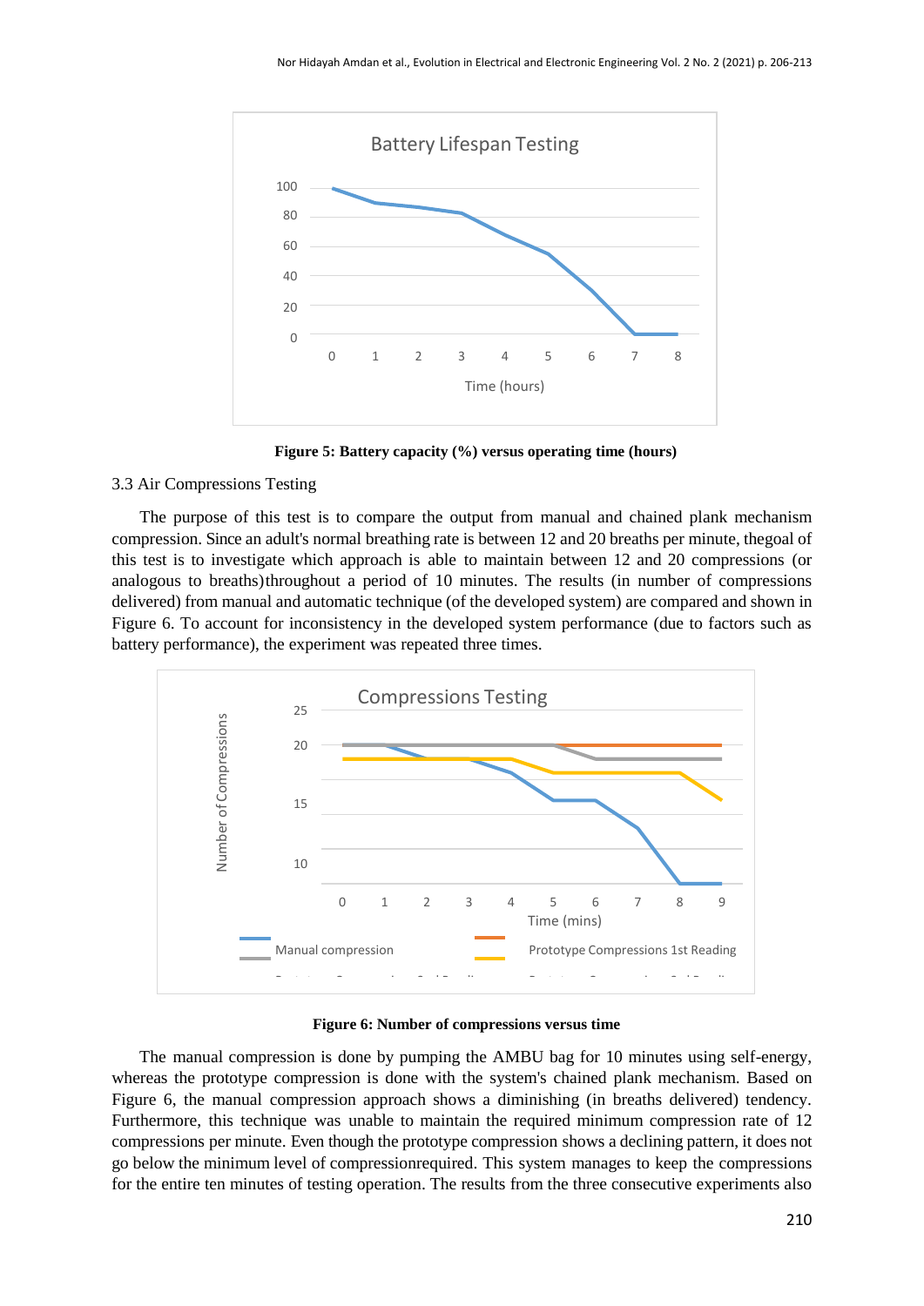Figure 5: Battery capacity (%) versus operating time (hours)

3.3 Air Compressions Testing

The purpose of this test is to compare the output from manual and chained plank mechanism compression. Since an adult's normal breathing rate is between 12 and 20 breaths per minute, thegoal of this test is to investigate which approach is able to maintain between 12 and 20 compressions (or analogous to breaths)throughout a period of 10 minutes. The results (in number of compressions delivered) from manual and automatic technique (of the developed system) are compared and shown in Figure 6. To account for inconsistency in the developed system performance (due to factors such as battery performance), the experiment was repeated three times.

Figure 6: Number of compressions versus time

The manual compression is done by pumping the AMBU bag for 10 minutes using self-energy, whereas the prototype compression is done with the system's chained plank mechanism. Based on Figure 6, the manual compression approach shows a diminishing (in breaths delivered) tendency. Furthermore, this technique was unable to maintain the required minimum compression rate of 12 compressions per minute. Even though the prototype compression shows a declining pattern, it does not go below the minimum level of compressionrequired. This system manages to keep the compressions for the entire ten minutes of testing operation. The results from the three consecutive experiments also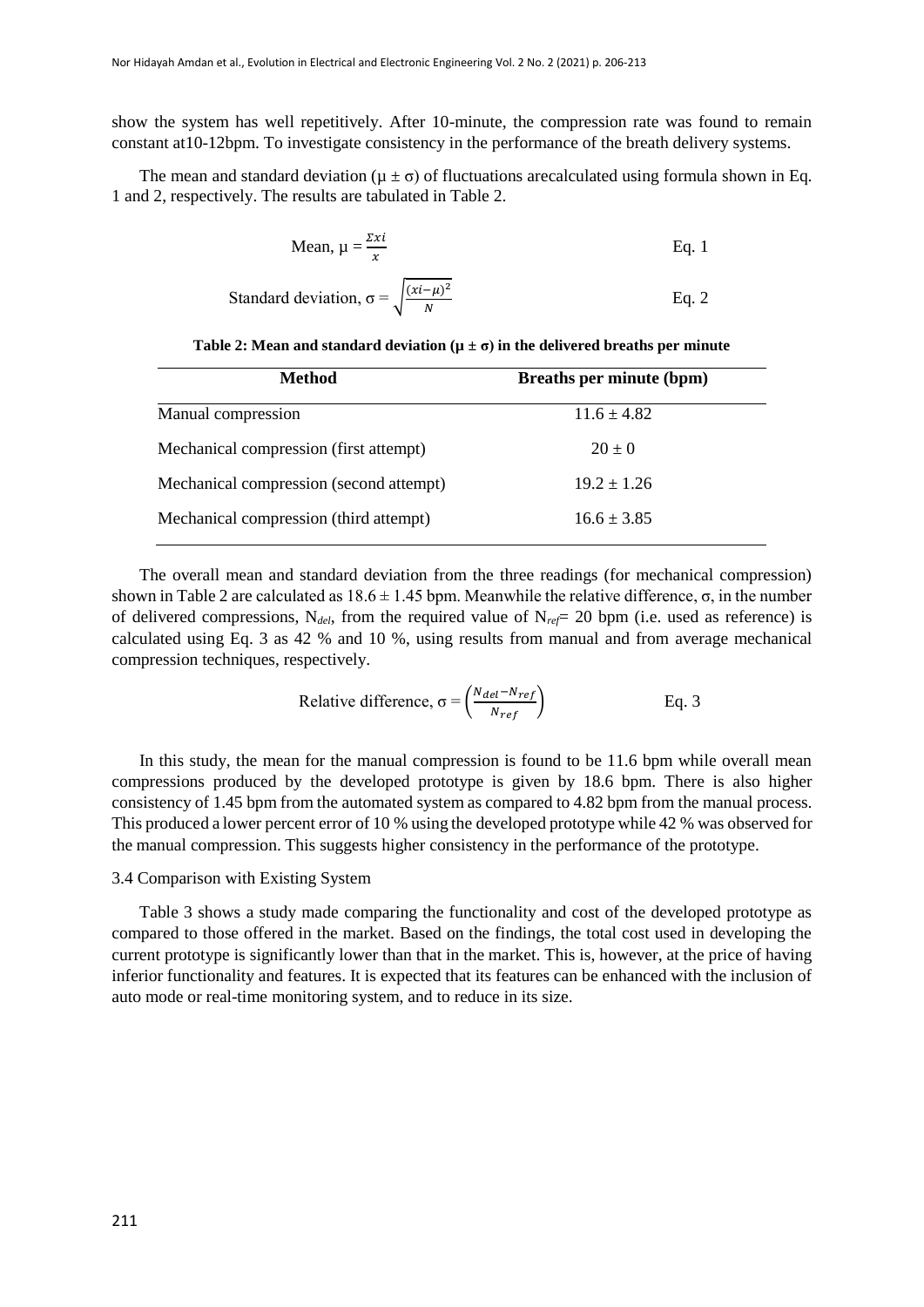show the system has well repetitively. After 10-minute, the compression rate was found to remain constant at10-12bpm. To investigate consistency in the performance of the breath delivery systems.

The mean and standard deviation ($\mu \pm \sigma$) of fluctuations arecalculated using formula shown in Eq. 1 and 2, respectively. The results are tabulated in Table 2.

$$\text{Mean, } \mu = \frac{\Sigma xi}{x} \qquad \text{Eq. 1}$$

$$\text{Standard deviation, } \sigma = \sqrt{\frac{(xi-\mu)^2}{N}} \qquad \text{Eq. 2}$$

**Table 2: Mean and standard deviation ($\mu \pm \sigma$) in the delivered breaths per minute**

| Method | Breaths per minute (bpm) |
|---|---|
| Manual compression | $11.6 \pm 4.82$ |
| Mechanical compression (first attempt) | $20 \pm 0$ |
| Mechanical compression (second attempt) | $19.2 \pm 1.26$ |
| Mechanical compression (third attempt) | $16.6 \pm 3.85$ |

The overall mean and standard deviation from the three readings (for mechanical compression) shown in Table 2 are calculated as $18.6 \pm 1.45$ bpm. Meanwhile the relative difference, σ, in the number of delivered compressions, $N_{del}$, from the required value of $N_{ref}$= 20 bpm (i.e. used as reference) is calculated using Eq. 3 as 42 % and 10 %, using results from manual and from average mechanical compression techniques, respectively.

$$\text{Relative difference, } \sigma = \left(\frac{N_{del}-N_{ref}}{N_{ref}}\right) \qquad \text{Eq. 3}$$

In this study, the mean for the manual compression is found to be 11.6 bpm while overall mean compressions produced by the developed prototype is given by 18.6 bpm. There is also higher consistency of 1.45 bpm from the automated system as compared to 4.82 bpm from the manual process. This produced a lower percent error of 10 % using the developed prototype while 42 % was observed for the manual compression. This suggests higher consistency in the performance of the prototype.

### 3.4 Comparison with Existing System

Table 3 shows a study made comparing the functionality and cost of the developed prototype as compared to those offered in the market. Based on the findings, the total cost used in developing the current prototype is significantly lower than that in the market. This is, however, at the price of having inferior functionality and features. It is expected that its features can be enhanced with the inclusion of auto mode or real-time monitoring system, and to reduce in its size.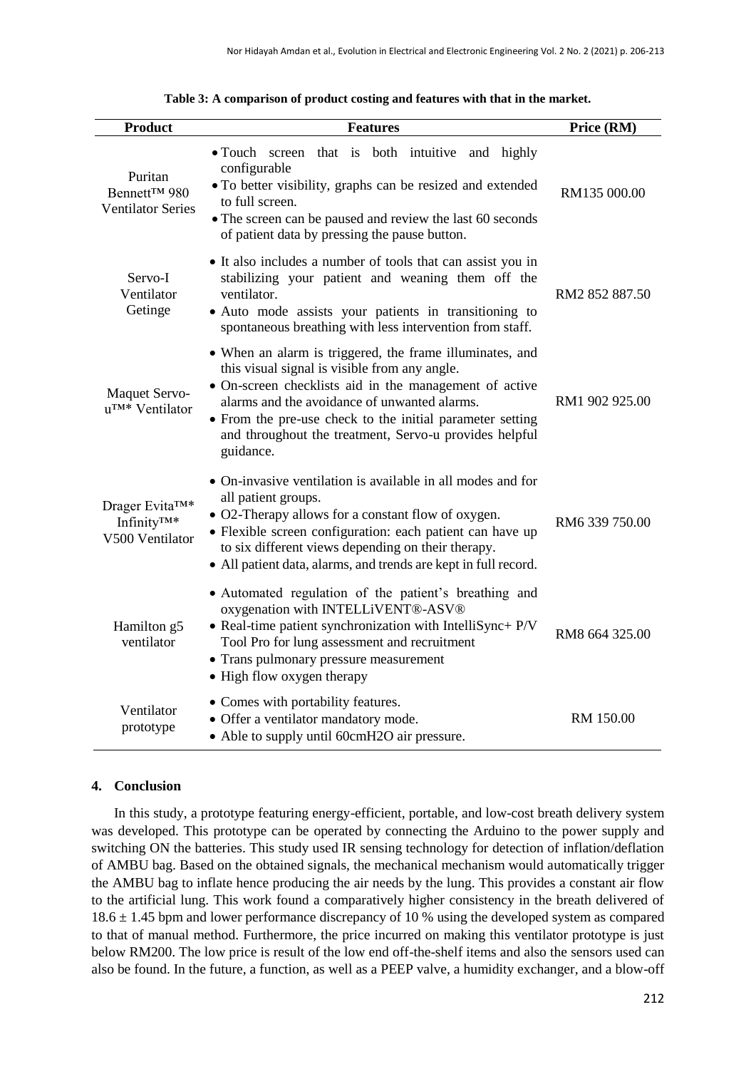**Table 3: A comparison of product costing and features with that in the market.**

| Product | Features | Price (RM) |
|---|---|---|
| Puritan Bennett™ 980 Ventilator Series | • Touch screen that is both intuitive and highly configurable<br>• To better visibility, graphs can be resized and extended to full screen.<br>• The screen can be paused and review the last 60 seconds of patient data by pressing the pause button. | RM135 000.00 |
| Servo-I Ventilator Getinge | • It also includes a number of tools that can assist you in stabilizing your patient and weaning them off the ventilator.<br>• Auto mode assists your patients in transitioning to spontaneous breathing with less intervention from staff. | RM2 852 887.50 |
| Maquet Servo-u™* Ventilator | • When an alarm is triggered, the frame illuminates, and this visual signal is visible from any angle.<br>• On-screen checklists aid in the management of active alarms and the avoidance of unwanted alarms.<br>• From the pre-use check to the initial parameter setting and throughout the treatment, Servo-u provides helpful guidance. | RM1 902 925.00 |
| Drager Evita™* Infinity™* V500 Ventilator | • On-invasive ventilation is available in all modes and for all patient groups.<br>• O2-Therapy allows for a constant flow of oxygen.<br>• Flexible screen configuration: each patient can have up to six different views depending on their therapy.<br>• All patient data, alarms, and trends are kept in full record. | RM6 339 750.00 |
| Hamilton g5 ventilator | • Automated regulation of the patient's breathing and oxygenation with INTELLiVENT®-ASV®<br>• Real-time patient synchronization with IntelliSync+ P/V Tool Pro for lung assessment and recruitment<br>• Trans pulmonary pressure measurement<br>• High flow oxygen therapy | RM8 664 325.00 |
| Ventilator prototype | • Comes with portability features.<br>• Offer a ventilator mandatory mode.<br>• Able to supply until 60cmH2O air pressure. | RM 150.00 |

## 4. Conclusion

In this study, a prototype featuring energy-efficient, portable, and low-cost breath delivery system was developed. This prototype can be operated by connecting the Arduino to the power supply and switching ON the batteries. This study used IR sensing technology for detection of inflation/deflation of AMBU bag. Based on the obtained signals, the mechanical mechanism would automatically trigger the AMBU bag to inflate hence producing the air needs by the lung. This provides a constant air flow to the artificial lung. This work found a comparatively higher consistency in the breath delivered of $18.6 \pm 1.45$ bpm and lower performance discrepancy of 10 % using the developed system as compared to that of manual method. Furthermore, the price incurred on making this ventilator prototype is just below RM200. The low price is result of the low end off-the-shelf items and also the sensors used can also be found. In the future, a function, as well as a PEEP valve, a humidity exchanger, and a blow-off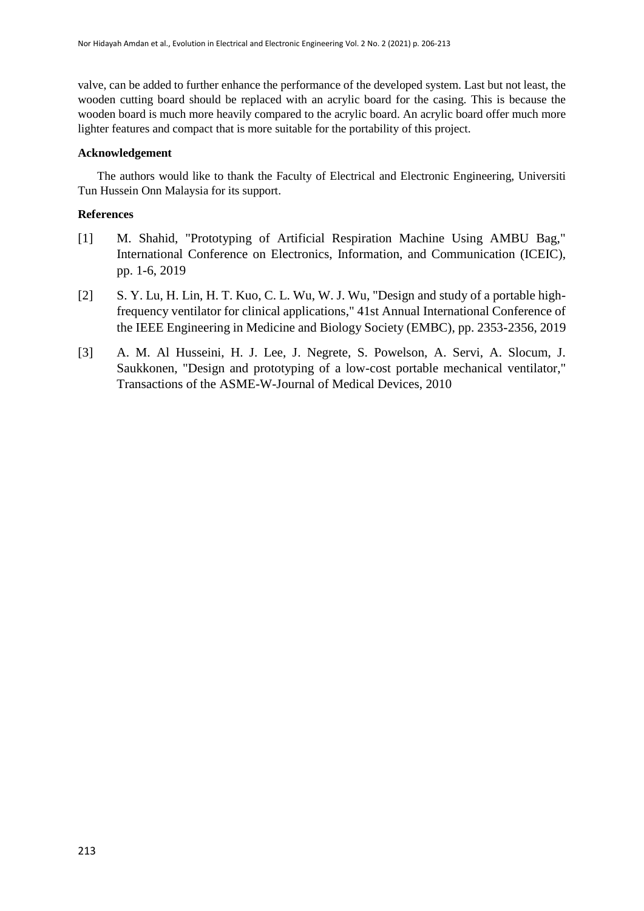valve, can be added to further enhance the performance of the developed system. Last but not least, the wooden cutting board should be replaced with an acrylic board for the casing. This is because the wooden board is much more heavily compared to the acrylic board. An acrylic board offer much more lighter features and compact that is more suitable for the portability of this project.

**Acknowledgement**

The authors would like to thank the Faculty of Electrical and Electronic Engineering, Universiti Tun Hussein Onn Malaysia for its support.

**References**

[1] M. Shahid, "Prototyping of Artificial Respiration Machine Using AMBU Bag," International Conference on Electronics, Information, and Communication (ICEIC), pp. 1-6, 2019

[2] S. Y. Lu, H. Lin, H. T. Kuo, C. L. Wu, W. J. Wu, "Design and study of a portable high-frequency ventilator for clinical applications," 41st Annual International Conference of the IEEE Engineering in Medicine and Biology Society (EMBC), pp. 2353-2356, 2019

[3] A. M. Al Husseini, H. J. Lee, J. Negrete, S. Powelson, A. Servi, A. Slocum, J. Saukkonen, "Design and prototyping of a low-cost portable mechanical ventilator," Transactions of the ASME-W-Journal of Medical Devices, 2010